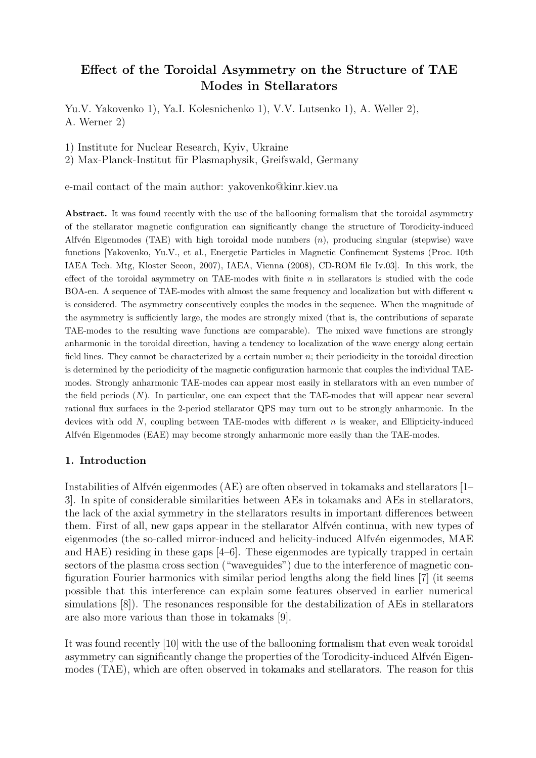# Effect of the Toroidal Asymmetry on the Structure of TAE Modes in Stellarators

Yu.V. Yakovenko 1), Ya.I. Kolesnichenko 1), V.V. Lutsenko 1), A. Weller 2), A. Werner 2)

1) Institute for Nuclear Research, Kyiv, Ukraine

2) Max-Planck-Institut für Plasmaphysik, Greifswald, Germany

e-mail contact of the main author: yakovenko@kinr.kiev.ua

**Abstract.** It was found recently with the use of the ballooning formalism that the toroidal asymmetry of the stellarator magnetic configuration can significantly change the structure of Torodicity-induced Alfvén Eigenmodes (TAE) with high toroidal mode numbers ($n$), producing singular (stepwise) wave functions [Yakovenko, Yu.V., et al., Energetic Particles in Magnetic Confinement Systems (Proc. 10th IAEA Tech. Mtg, Kloster Seeon, 2007), IAEA, Vienna (2008), CD-ROM file Iv.03]. In this work, the effect of the toroidal asymmetry on TAE-modes with finite $n$ in stellarators is studied with the code BOA-en. A sequence of TAE-modes with almost the same frequency and localization but with different $n$ is considered. The asymmetry consecutively couples the modes in the sequence. When the magnitude of the asymmetry is sufficiently large, the modes are strongly mixed (that is, the contributions of separate TAE-modes to the resulting wave functions are comparable). The mixed wave functions are strongly anharmonic in the toroidal direction, having a tendency to localization of the wave energy along certain field lines. They cannot be characterized by a certain number $n$; their periodicity in the toroidal direction is determined by the periodicity of the magnetic configuration harmonic that couples the individual TAE-modes. Strongly anharmonic TAE-modes can appear most easily in stellarators with an even number of the field periods ($N$). In particular, one can expect that the TAE-modes that will appear near several rational flux surfaces in the 2-period stellarator QPS may turn out to be strongly anharmonic. In the devices with odd $N$, coupling between TAE-modes with different $n$ is weaker, and Ellipticity-induced Alfvén Eigenmodes (EAE) may become strongly anharmonic more easily than the TAE-modes.

## 1. Introduction

Instabilities of Alfvén eigenmodes (AE) are often observed in tokamaks and stellarators [1–3]. In spite of considerable similarities between AEs in tokamaks and AEs in stellarators, the lack of the axial symmetry in the stellarators results in important differences between them. First of all, new gaps appear in the stellarator Alfvén continua, with new types of eigenmodes (the so-called mirror-induced and helicity-induced Alfvén eigenmodes, MAE and HAE) residing in these gaps [4–6]. These eigenmodes are typically trapped in certain sectors of the plasma cross section ("waveguides") due to the interference of magnetic configuration Fourier harmonics with similar period lengths along the field lines [7] (it seems possible that this interference can explain some features observed in earlier numerical simulations [8]). The resonances responsible for the destabilization of AEs in stellarators are also more various than those in tokamaks [9].

It was found recently [10] with the use of the ballooning formalism that even weak toroidal asymmetry can significantly change the properties of the Torodicity-induced Alfvén Eigenmodes (TAE), which are often observed in tokamaks and stellarators. The reason for this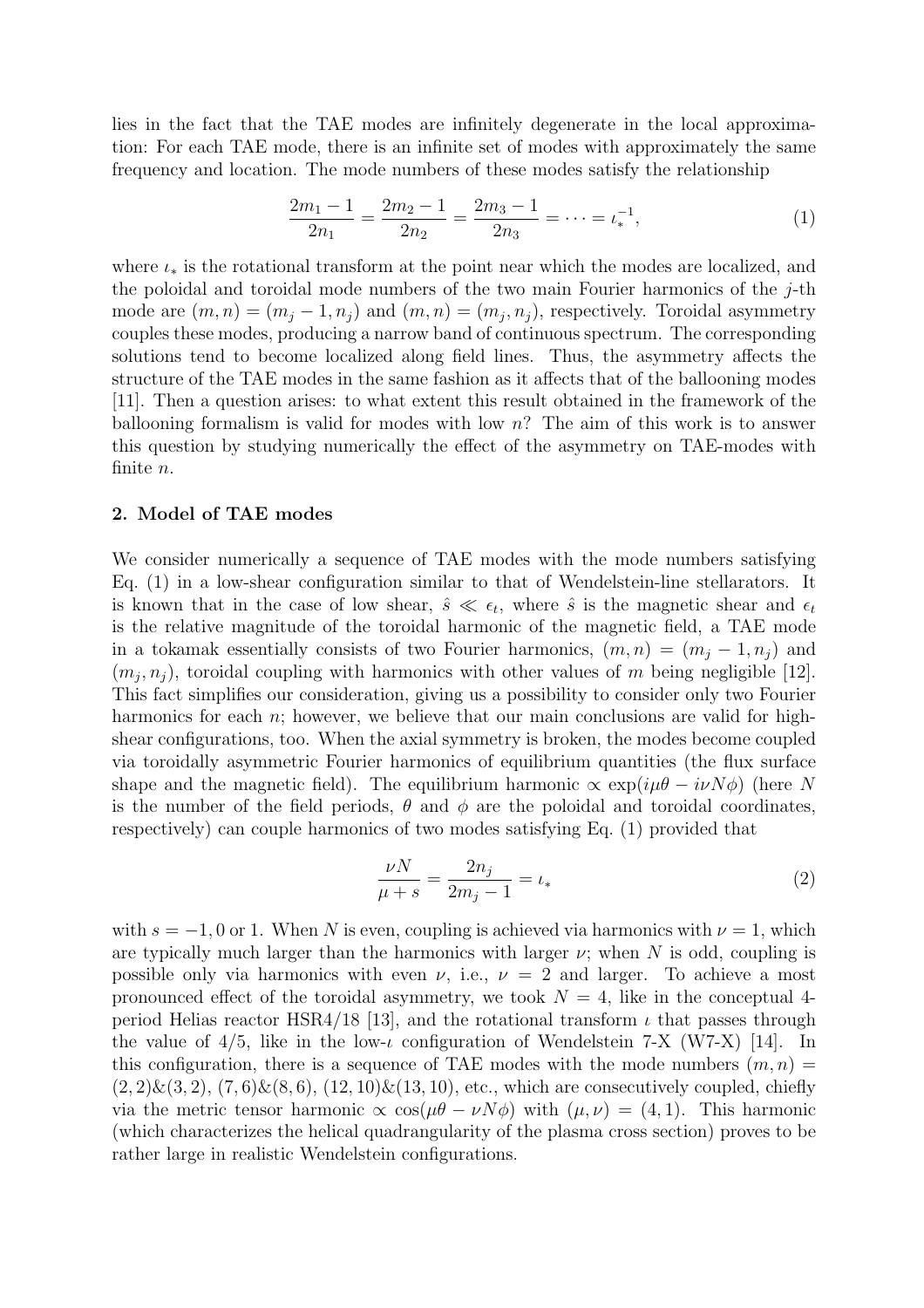lies in the fact that the TAE modes are infinitely degenerate in the local approximation: For each TAE mode, there is an infinite set of modes with approximately the same frequency and location. The mode numbers of these modes satisfy the relationship

$$\frac{2m_1 - 1}{2n_1} = \frac{2m_2 - 1}{2n_2} = \frac{2m_3 - 1}{2n_3} = \cdots = \iota_*^{-1}, \tag{1}$$

where $\iota_*$ is the rotational transform at the point near which the modes are localized, and the poloidal and toroidal mode numbers of the two main Fourier harmonics of the $j$-th mode are $(m, n) = (m_j - 1, n_j)$ and $(m, n) = (m_j, n_j)$, respectively. Toroidal asymmetry couples these modes, producing a narrow band of continuous spectrum. The corresponding solutions tend to become localized along field lines. Thus, the asymmetry affects the structure of the TAE modes in the same fashion as it affects that of the ballooning modes [11]. Then a question arises: to what extent this result obtained in the framework of the ballooning formalism is valid for modes with low $n$? The aim of this work is to answer this question by studying numerically the effect of the asymmetry on TAE-modes with finite $n$.

## 2. Model of TAE modes

We consider numerically a sequence of TAE modes with the mode numbers satisfying Eq. (1) in a low-shear configuration similar to that of Wendelstein-line stellarators. It is known that in the case of low shear, $\hat{s} \ll \epsilon_t$, where $\hat{s}$ is the magnetic shear and $\epsilon_t$ is the relative magnitude of the toroidal harmonic of the magnetic field, a TAE mode in a tokamak essentially consists of two Fourier harmonics, $(m, n) = (m_j - 1, n_j)$ and $(m_j, n_j)$, toroidal coupling with harmonics with other values of $m$ being negligible [12]. This fact simplifies our consideration, giving us a possibility to consider only two Fourier harmonics for each $n$; however, we believe that our main conclusions are valid for high-shear configurations, too. When the axial symmetry is broken, the modes become coupled via toroidally asymmetric Fourier harmonics of equilibrium quantities (the flux surface shape and the magnetic field). The equilibrium harmonic $\propto \exp(i\mu\theta - i\nu N\phi)$ (here $N$ is the number of the field periods, $\theta$ and $\phi$ are the poloidal and toroidal coordinates, respectively) can couple harmonics of two modes satisfying Eq. (1) provided that

$$\frac{\nu N}{\mu + s} = \frac{2n_j}{2m_j - 1} = \iota_* \tag{2}$$

with $s = -1, 0$ or $1$. When $N$ is even, coupling is achieved via harmonics with $\nu = 1$, which are typically much larger than the harmonics with larger $\nu$; when $N$ is odd, coupling is possible only via harmonics with even $\nu$, i.e., $\nu = 2$ and larger. To achieve a most pronounced effect of the toroidal asymmetry, we took $N = 4$, like in the conceptual 4-period Helias reactor HSR4/18 [13], and the rotational transform $\iota$ that passes through the value of $4/5$, like in the low-$\iota$ configuration of Wendelstein 7-X (W7-X) [14]. In this configuration, there is a sequence of TAE modes with the mode numbers $(m, n) = (2, 2)\&(3, 2)$, $(7, 6)\&(8, 6)$, $(12, 10)\&(13, 10)$, etc., which are consecutively coupled, chiefly via the metric tensor harmonic $\propto \cos(\mu\theta - \nu N\phi)$ with $(\mu, \nu) = (4, 1)$. This harmonic (which characterizes the helical quadrangularity of the plasma cross section) proves to be rather large in realistic Wendelstein configurations.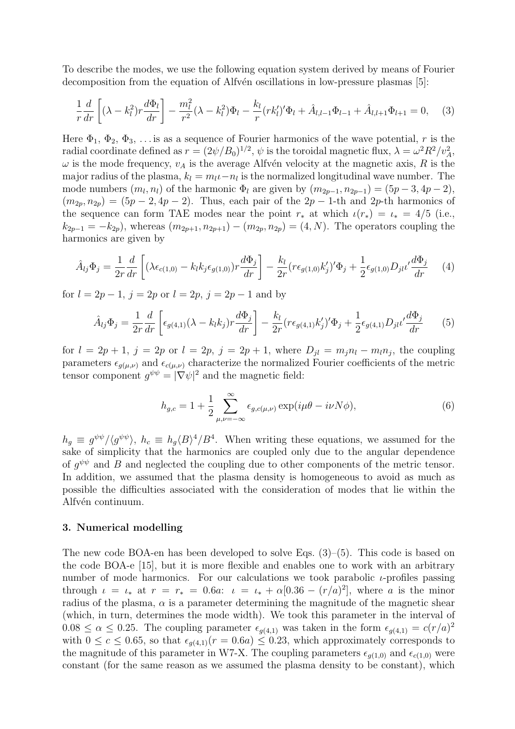To describe the modes, we use the following equation system derived by means of Fourier decomposition from the equation of Alfvén oscillations in low-pressure plasmas [5]:

$$\frac{1}{r}\frac{d}{dr}\left[(\lambda - k_l^2)r\frac{d\Phi_l}{dr}\right] - \frac{m_l^2}{r^2}(\lambda - k_l^2)\Phi_l - \frac{k_l}{r}(rk_l')'\Phi_l + \hat{A}_{l,l-1}\Phi_{l-1} + \hat{A}_{l,l+1}\Phi_{l+1} = 0, \quad (3)$$

Here $\Phi_1$, $\Phi_2$, $\Phi_3$, ... is as a sequence of Fourier harmonics of the wave potential, $r$ is the radial coordinate defined as $r = (2\psi/B_0)^{1/2}$, $\psi$ is the toroidal magnetic flux, $\lambda = \omega^2 R^2/v_A^2$, $\omega$ is the mode frequency, $v_A$ is the average Alfvén velocity at the magnetic axis, $R$ is the major radius of the plasma, $k_l = m_l\iota - n_l$ is the normalized longitudinal wave number. The mode numbers $(m_l, n_l)$ of the harmonic $\Phi_l$ are given by $(m_{2p-1}, n_{2p-1}) = (5p-3, 4p-2)$, $(m_{2p}, n_{2p}) = (5p-2, 4p-2)$. Thus, each pair of the $2p-1$-th and $2p$-th harmonics of the sequence can form TAE modes near the point $r_*$ at which $\iota(r_*) = \iota_* = 4/5$ (i.e., $k_{2p-1} = -k_{2p}$), whereas $(m_{2p+1}, n_{2p+1}) - (m_{2p}, n_{2p}) = (4, N)$. The operators coupling the harmonics are given by

$$\hat{A}_{lj}\Phi_j = \frac{1}{2r}\frac{d}{dr}\left[(\lambda\epsilon_{c(1,0)} - k_l k_j \epsilon_{g(1,0)})r\frac{d\Phi_j}{dr}\right] - \frac{k_l}{2r}(r\epsilon_{g(1,0)}k_j')'\Phi_j + \frac{1}{2}\epsilon_{g(1,0)}D_{jl}\iota'\frac{d\Phi_j}{dr} \quad (4)$$

for $l = 2p-1$, $j = 2p$ or $l = 2p$, $j = 2p-1$ and by

$$\hat{A}_{lj}\Phi_j = \frac{1}{2r}\frac{d}{dr}\left[\epsilon_{g(4,1)}(\lambda - k_l k_j)r\frac{d\Phi_j}{dr}\right] - \frac{k_l}{2r}(r\epsilon_{g(4,1)}k_j')'\Phi_j + \frac{1}{2}\epsilon_{g(4,1)}D_{jl}\iota'\frac{d\Phi_j}{dr} \quad (5)$$

for $l = 2p+1$, $j = 2p$ or $l = 2p$, $j = 2p+1$, where $D_{jl} = m_j n_l - m_l n_j$, the coupling parameters $\epsilon_{g(\mu,\nu)}$ and $\epsilon_{c(\mu,\nu)}$ characterize the normalized Fourier coefficients of the metric tensor component $g^{\psi\psi} = |\nabla\psi|^2$ and the magnetic field:

$$h_{g,c} = 1 + \frac{1}{2}\sum_{\mu,\nu=-\infty}^{\infty}\epsilon_{g,c(\mu,\nu)}\exp(i\mu\theta - i\nu N\phi), \quad (6)$$

$h_g \equiv g^{\psi\psi}/\langle g^{\psi\psi}\rangle$, $h_c \equiv h_g\langle B\rangle^4/B^4$. When writing these equations, we assumed for the sake of simplicity that the harmonics are coupled only due to the angular dependence of $g^{\psi\psi}$ and $B$ and neglected the coupling due to other components of the metric tensor. In addition, we assumed that the plasma density is homogeneous to avoid as much as possible the difficulties associated with the consideration of modes that lie within the Alfvén continuum.

## 3. Numerical modelling

The new code BOA-en has been developed to solve Eqs. (3)–(5). This code is based on the code BOA-e [15], but it is more flexible and enables one to work with an arbitrary number of mode harmonics. For our calculations we took parabolic $\iota$-profiles passing through $\iota = \iota_*$ at $r = r_* = 0.6a$: $\iota = \iota_* + \alpha[0.36 - (r/a)^2]$, where $a$ is the minor radius of the plasma, $\alpha$ is a parameter determining the magnitude of the magnetic shear (which, in turn, determines the mode width). We took this parameter in the interval of $0.08 \leq \alpha \leq 0.25$. The coupling parameter $\epsilon_{g(4,1)}$ was taken in the form $\epsilon_{g(4,1)} = c(r/a)^2$ with $0 \leq c \leq 0.65$, so that $\epsilon_{g(4,1)}(r = 0.6a) \leq 0.23$, which approximately corresponds to the magnitude of this parameter in W7-X. The coupling parameters $\epsilon_{g(1,0)}$ and $\epsilon_{c(1,0)}$ were constant (for the same reason as we assumed the plasma density to be constant), which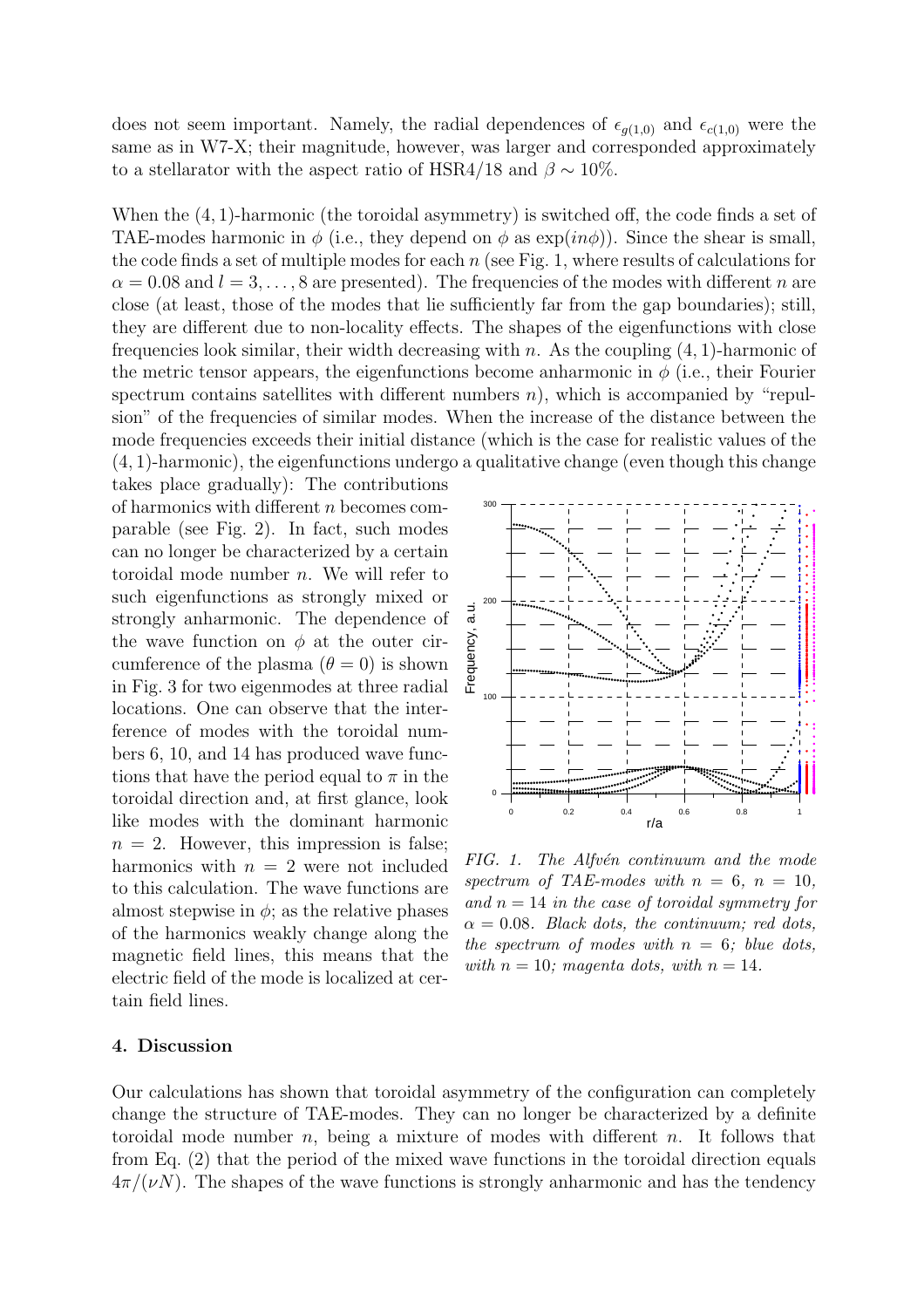does not seem important. Namely, the radial dependences of $\epsilon_{g(1,0)}$ and $\epsilon_{c(1,0)}$ were the same as in W7-X; their magnitude, however, was larger and corresponded approximately to a stellarator with the aspect ratio of HSR4/18 and $\beta \sim 10\%$.

When the $(4, 1)$-harmonic (the toroidal asymmetry) is switched off, the code finds a set of TAE-modes harmonic in $\phi$ (i.e., they depend on $\phi$ as $\exp(in\phi)$). Since the shear is small, the code finds a set of multiple modes for each $n$ (see Fig. 1, where results of calculations for $\alpha = 0.08$ and $l = 3, \ldots, 8$ are presented). The frequencies of the modes with different $n$ are close (at least, those of the modes that lie sufficiently far from the gap boundaries); still, they are different due to non-locality effects. The shapes of the eigenfunctions with close frequencies look similar, their width decreasing with $n$. As the coupling $(4, 1)$-harmonic of the metric tensor appears, the eigenfunctions become anharmonic in $\phi$ (i.e., their Fourier spectrum contains satellites with different numbers $n$), which is accompanied by "repulsion" of the frequencies of similar modes. When the increase of the distance between the mode frequencies exceeds their initial distance (which is the case for realistic values of the $(4, 1)$-harmonic), the eigenfunctions undergo a qualitative change (even though this change takes place gradually): The contributions of harmonics with different $n$ becomes comparable (see Fig. 2). In fact, such modes can no longer be characterized by a certain toroidal mode number $n$. We will refer to such eigenfunctions as strongly mixed or strongly anharmonic. The dependence of the wave function on $\phi$ at the outer circumference of the plasma ($\theta = 0$) is shown in Fig. 3 for two eigenmodes at three radial locations. One can observe that the interference of modes with the toroidal numbers 6, 10, and 14 has produced wave functions that have the period equal to $\pi$ in the toroidal direction and, at first glance, look like modes with the dominant harmonic $n = 2$. However, this impression is false; harmonics with $n = 2$ were not included to this calculation. The wave functions are almost stepwise in $\phi$; as the relative phases of the harmonics weakly change along the magnetic field lines, this means that the electric field of the mode is localized at certain field lines.

*FIG. 1. The Alfvén continuum and the mode spectrum of TAE-modes with $n = 6$, $n = 10$, and $n = 14$ in the case of toroidal symmetry for $\alpha = 0.08$. Black dots, the continuum; red dots, the spectrum of modes with $n = 6$; blue dots, with $n = 10$; magenta dots, with $n = 14$.*

## 4. Discussion

Our calculations has shown that toroidal asymmetry of the configuration can completely change the structure of TAE-modes. They can no longer be characterized by a definite toroidal mode number $n$, being a mixture of modes with different $n$. It follows that from Eq. (2) that the period of the mixed wave functions in the toroidal direction equals $4\pi/(\nu N)$. The shapes of the wave functions is strongly anharmonic and has the tendency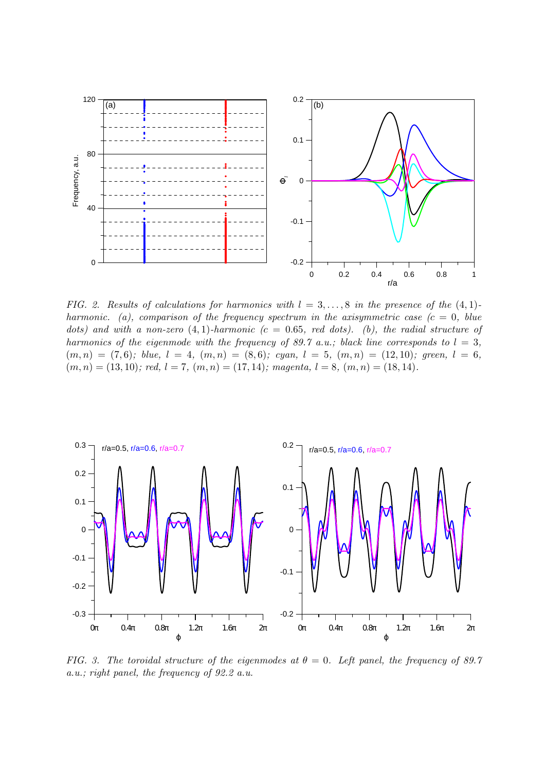*FIG. 2. Results of calculations for harmonics with $l = 3, \ldots, 8$ in the presence of the $(4,1)$-harmonic. (a), comparison of the frequency spectrum in the axisymmetric case ($c = 0$, blue dots) and with a non-zero $(4,1)$-harmonic ($c = 0.65$, red dots). (b), the radial structure of harmonics of the eigenmode with the frequency of 89.7 a.u.; black line corresponds to $l = 3$, $(m,n) = (7,6)$; blue, $l = 4$, $(m,n) = (8,6)$; cyan, $l = 5$, $(m,n) = (12,10)$; green, $l = 6$, $(m,n) = (13,10)$; red, $l = 7$, $(m,n) = (17,14)$; magenta, $l = 8$, $(m,n) = (18,14)$.*

*FIG. 3. The toroidal structure of the eigenmodes at $\theta = 0$. Left panel, the frequency of 89.7 a.u.; right panel, the frequency of 92.2 a.u.*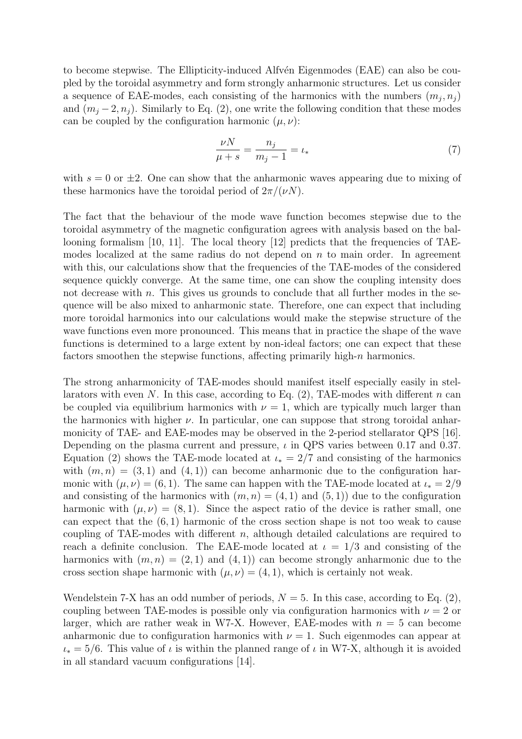to become stepwise. The Ellipticity-induced Alfvén Eigenmodes (EAE) can also be coupled by the toroidal asymmetry and form strongly anharmonic structures. Let us consider a sequence of EAE-modes, each consisting of the harmonics with the numbers $(m_j, n_j)$ and $(m_j - 2, n_j)$. Similarly to Eq. (2), one write the following condition that these modes can be coupled by the configuration harmonic $(\mu, \nu)$:

$$\frac{\nu N}{\mu + s} = \frac{n_j}{m_j - 1} = \iota_* \tag{7}$$

with $s = 0$ or $\pm 2$. One can show that the anharmonic waves appearing due to mixing of these harmonics have the toroidal period of $2\pi/(\nu N)$.

The fact that the behaviour of the mode wave function becomes stepwise due to the toroidal asymmetry of the magnetic configuration agrees with analysis based on the ballooning formalism [10, 11]. The local theory [12] predicts that the frequencies of TAE-modes localized at the same radius do not depend on $n$ to main order. In agreement with this, our calculations show that the frequencies of the TAE-modes of the considered sequence quickly converge. At the same time, one can show the coupling intensity does not decrease with $n$. This gives us grounds to conclude that all further modes in the sequence will be also mixed to anharmonic state. Therefore, one can expect that including more toroidal harmonics into our calculations would make the stepwise structure of the wave functions even more pronounced. This means that in practice the shape of the wave functions is determined to a large extent by non-ideal factors; one can expect that these factors smoothen the stepwise functions, affecting primarily high-$n$ harmonics.

The strong anharmonicity of TAE-modes should manifest itself especially easily in stellarators with even $N$. In this case, according to Eq. (2), TAE-modes with different $n$ can be coupled via equilibrium harmonics with $\nu = 1$, which are typically much larger than the harmonics with higher $\nu$. In particular, one can suppose that strong toroidal anharmonicity of TAE- and EAE-modes may be observed in the 2-period stellarator QPS [16]. Depending on the plasma current and pressure, $\iota$ in QPS varies between 0.17 and 0.37. Equation (2) shows the TAE-mode located at $\iota_* = 2/7$ and consisting of the harmonics with $(m, n) = (3, 1)$ and $(4, 1)$) can become anharmonic due to the configuration harmonic with $(\mu, \nu) = (6, 1)$. The same can happen with the TAE-mode located at $\iota_* = 2/9$ and consisting of the harmonics with $(m, n) = (4, 1)$ and $(5, 1)$) due to the configuration harmonic with $(\mu, \nu) = (8, 1)$. Since the aspect ratio of the device is rather small, one can expect that the $(6, 1)$ harmonic of the cross section shape is not too weak to cause coupling of TAE-modes with different $n$, although detailed calculations are required to reach a definite conclusion. The EAE-mode located at $\iota = 1/3$ and consisting of the harmonics with $(m, n) = (2, 1)$ and $(4, 1)$) can become strongly anharmonic due to the cross section shape harmonic with $(\mu, \nu) = (4, 1)$, which is certainly not weak.

Wendelstein 7-X has an odd number of periods, $N = 5$. In this case, according to Eq. (2), coupling between TAE-modes is possible only via configuration harmonics with $\nu = 2$ or larger, which are rather weak in W7-X. However, EAE-modes with $n = 5$ can become anharmonic due to configuration harmonics with $\nu = 1$. Such eigenmodes can appear at $\iota_* = 5/6$. This value of $\iota$ is within the planned range of $\iota$ in W7-X, although it is avoided in all standard vacuum configurations [14].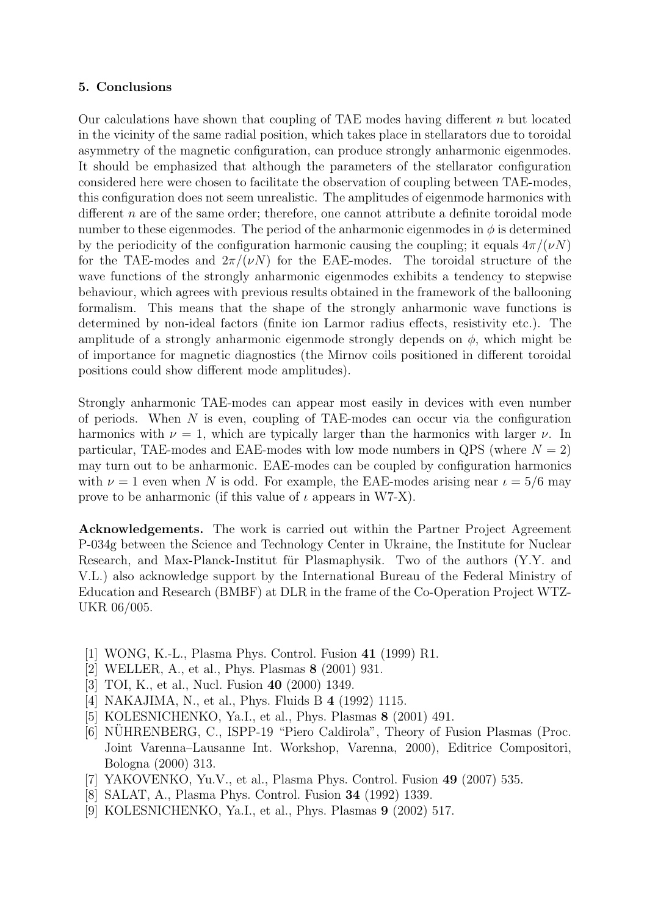## 5. Conclusions

Our calculations have shown that coupling of TAE modes having different $n$ but located in the vicinity of the same radial position, which takes place in stellarators due to toroidal asymmetry of the magnetic configuration, can produce strongly anharmonic eigenmodes. It should be emphasized that although the parameters of the stellarator configuration considered here were chosen to facilitate the observation of coupling between TAE-modes, this configuration does not seem unrealistic. The amplitudes of eigenmode harmonics with different $n$ are of the same order; therefore, one cannot attribute a definite toroidal mode number to these eigenmodes. The period of the anharmonic eigenmodes in $\phi$ is determined by the periodicity of the configuration harmonic causing the coupling; it equals $4\pi/(\nu N)$ for the TAE-modes and $2\pi/(\nu N)$ for the EAE-modes. The toroidal structure of the wave functions of the strongly anharmonic eigenmodes exhibits a tendency to stepwise behaviour, which agrees with previous results obtained in the framework of the ballooning formalism. This means that the shape of the strongly anharmonic wave functions is determined by non-ideal factors (finite ion Larmor radius effects, resistivity etc.). The amplitude of a strongly anharmonic eigenmode strongly depends on $\phi$, which might be of importance for magnetic diagnostics (the Mirnov coils positioned in different toroidal positions could show different mode amplitudes).

Strongly anharmonic TAE-modes can appear most easily in devices with even number of periods. When $N$ is even, coupling of TAE-modes can occur via the configuration harmonics with $\nu = 1$, which are typically larger than the harmonics with larger $\nu$. In particular, TAE-modes and EAE-modes with low mode numbers in QPS (where $N = 2$) may turn out to be anharmonic. EAE-modes can be coupled by configuration harmonics with $\nu = 1$ even when $N$ is odd. For example, the EAE-modes arising near $\iota = 5/6$ may prove to be anharmonic (if this value of $\iota$ appears in W7-X).

**Acknowledgements.** The work is carried out within the Partner Project Agreement P-034g between the Science and Technology Center in Ukraine, the Institute for Nuclear Research, and Max-Planck-Institut für Plasmaphysik. Two of the authors (Y.Y. and V.L.) also acknowledge support by the International Bureau of the Federal Ministry of Education and Research (BMBF) at DLR in the frame of the Co-Operation Project WTZ-UKR 06/005.

[1] WONG, K.-L., Plasma Phys. Control. Fusion **41** (1999) R1.
[2] WELLER, A., et al., Phys. Plasmas **8** (2001) 931.
[3] TOI, K., et al., Nucl. Fusion **40** (2000) 1349.
[4] NAKAJIMA, N., et al., Phys. Fluids B **4** (1992) 1115.
[5] KOLESNICHENKO, Ya.I., et al., Phys. Plasmas **8** (2001) 491.
[6] NÜHRENBERG, C., ISPP-19 "Piero Caldirola", Theory of Fusion Plasmas (Proc. Joint Varenna–Lausanne Int. Workshop, Varenna, 2000), Editrice Compositori, Bologna (2000) 313.
[7] YAKOVENKO, Yu.V., et al., Plasma Phys. Control. Fusion **49** (2007) 535.
[8] SALAT, A., Plasma Phys. Control. Fusion **34** (1992) 1339.
[9] KOLESNICHENKO, Ya.I., et al., Phys. Plasmas **9** (2002) 517.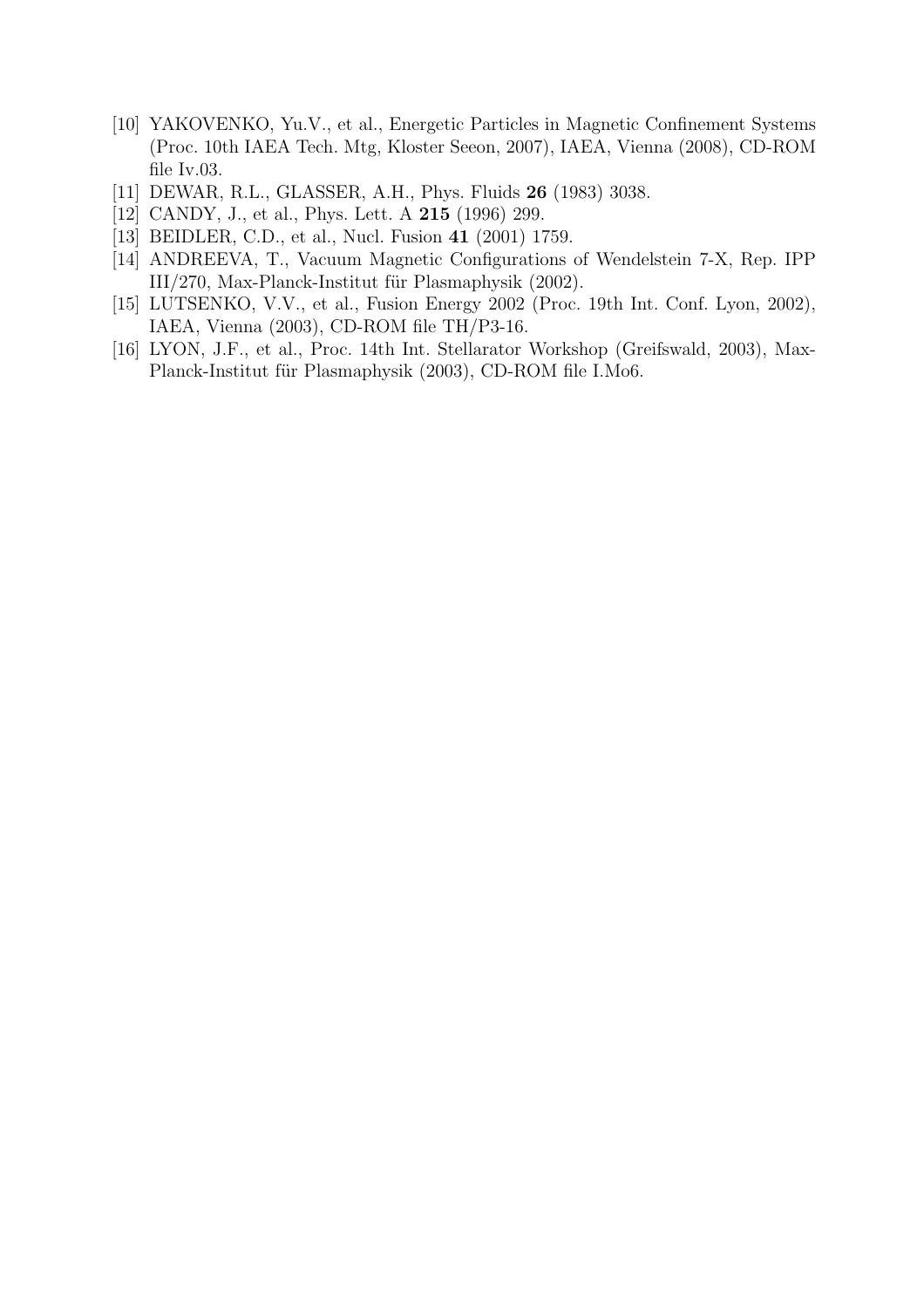[10] YAKOVENKO, Yu.V., et al., Energetic Particles in Magnetic Confinement Systems (Proc. 10th IAEA Tech. Mtg, Kloster Seeon, 2007), IAEA, Vienna (2008), CD-ROM file Iv.03.

[11] DEWAR, R.L., GLASSER, A.H., Phys. Fluids **26** (1983) 3038.

[12] CANDY, J., et al., Phys. Lett. A **215** (1996) 299.

[13] BEIDLER, C.D., et al., Nucl. Fusion **41** (2001) 1759.

[14] ANDREEVA, T., Vacuum Magnetic Configurations of Wendelstein 7-X, Rep. IPP III/270, Max-Planck-Institut für Plasmaphysik (2002).

[15] LUTSENKO, V.V., et al., Fusion Energy 2002 (Proc. 19th Int. Conf. Lyon, 2002), IAEA, Vienna (2003), CD-ROM file TH/P3-16.

[16] LYON, J.F., et al., Proc. 14th Int. Stellarator Workshop (Greifswald, 2003), Max-Planck-Institut für Plasmaphysik (2003), CD-ROM file I.Mo6.